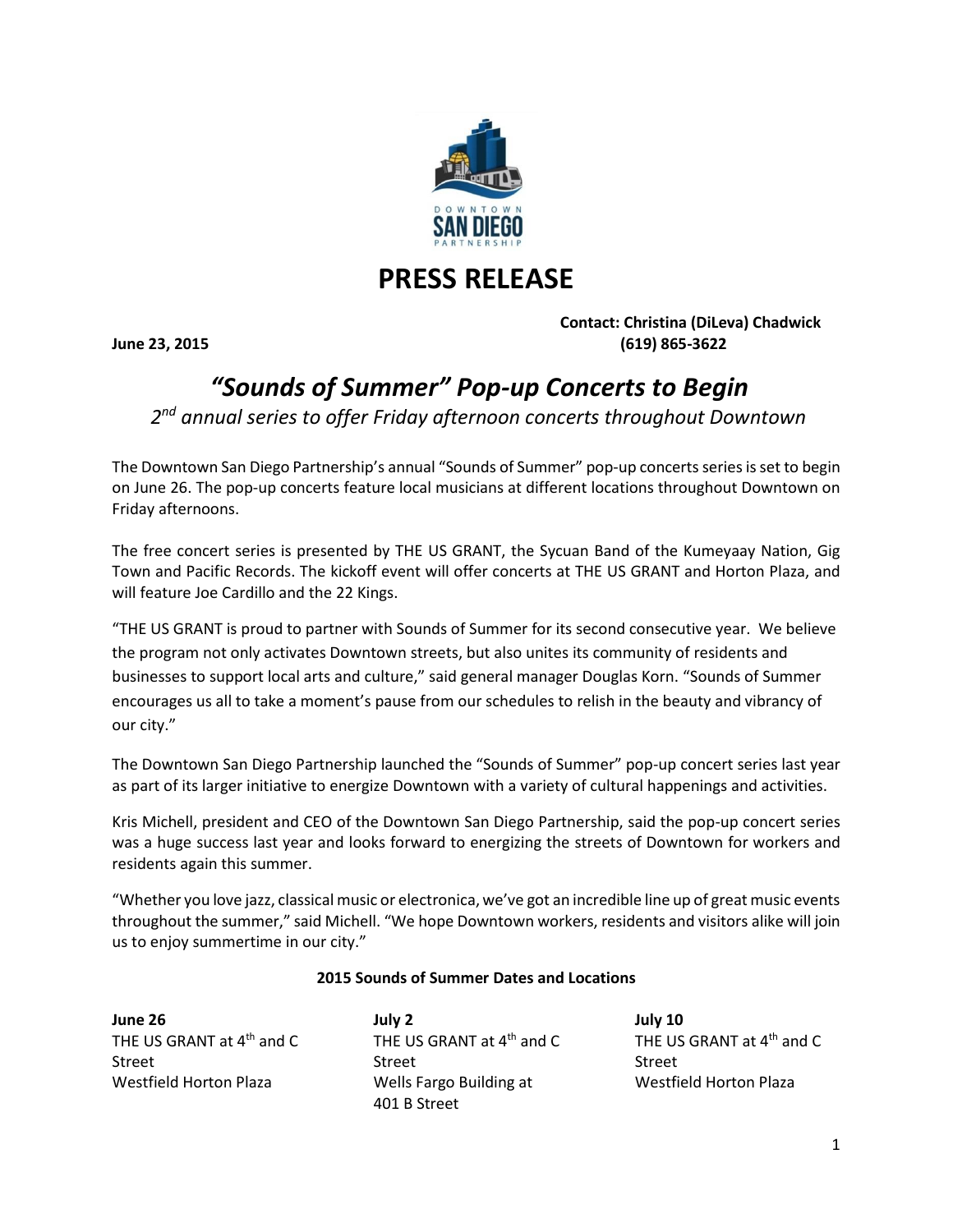# PRESS RELEASE

**June 23, 2015**

**Contact: Christina (DiLeva) Chadwick**
**(619) 865-3622**

## *"Sounds of Summer" Pop-up Concerts to Begin*

*2nd annual series to offer Friday afternoon concerts throughout Downtown*

The Downtown San Diego Partnership's annual "Sounds of Summer" pop-up concerts series is set to begin on June 26. The pop-up concerts feature local musicians at different locations throughout Downtown on Friday afternoons.

The free concert series is presented by THE US GRANT, the Sycuan Band of the Kumeyaay Nation, Gig Town and Pacific Records. The kickoff event will offer concerts at THE US GRANT and Horton Plaza, and will feature Joe Cardillo and the 22 Kings.

"THE US GRANT is proud to partner with Sounds of Summer for its second consecutive year. We believe the program not only activates Downtown streets, but also unites its community of residents and businesses to support local arts and culture," said general manager Douglas Korn. "Sounds of Summer encourages us all to take a moment's pause from our schedules to relish in the beauty and vibrancy of our city."

The Downtown San Diego Partnership launched the "Sounds of Summer" pop-up concert series last year as part of its larger initiative to energize Downtown with a variety of cultural happenings and activities.

Kris Michell, president and CEO of the Downtown San Diego Partnership, said the pop-up concert series was a huge success last year and looks forward to energizing the streets of Downtown for workers and residents again this summer.

"Whether you love jazz, classical music or electronica, we've got an incredible line up of great music events throughout the summer," said Michell. "We hope Downtown workers, residents and visitors alike will join us to enjoy summertime in our city."

**2015 Sounds of Summer Dates and Locations**

**June 26**
THE US GRANT at 4th and C Street
Westfield Horton Plaza

**July 2**
THE US GRANT at 4th and C Street
Wells Fargo Building at 401 B Street

**July 10**
THE US GRANT at 4th and C Street
Westfield Horton Plaza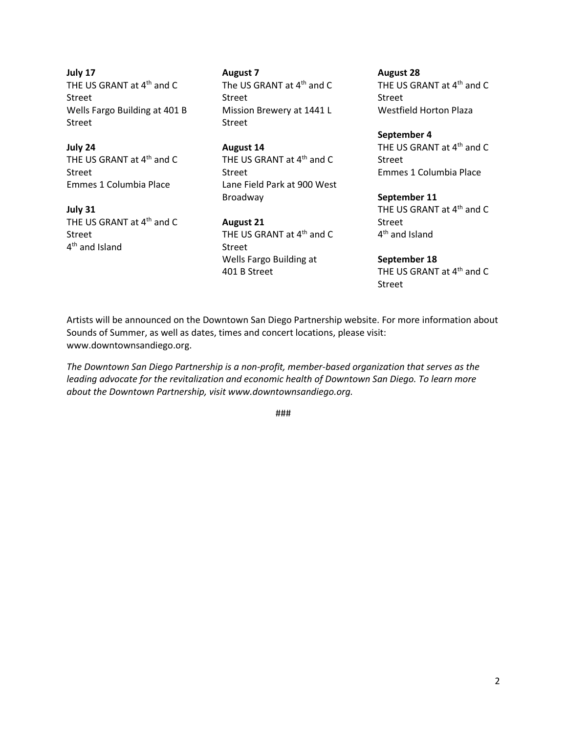**July 17**
THE US GRANT at 4th and C Street
Wells Fargo Building at 401 B Street

**July 24**
THE US GRANT at 4th and C Street
Emmes 1 Columbia Place

**July 31**
THE US GRANT at 4th and C Street
4th and Island

**August 7**
The US GRANT at 4th and C Street
Mission Brewery at 1441 L Street

**August 14**
THE US GRANT at 4th and C Street
Lane Field Park at 900 West Broadway

**August 21**
THE US GRANT at 4th and C Street
Wells Fargo Building at 401 B Street

**August 28**
THE US GRANT at 4th and C Street
Westfield Horton Plaza

**September 4**
THE US GRANT at 4th and C Street
Emmes 1 Columbia Place

**September 11**
THE US GRANT at 4th and C Street
4th and Island

**September 18**
THE US GRANT at 4th and C Street

Artists will be announced on the Downtown San Diego Partnership website. For more information about Sounds of Summer, as well as dates, times and concert locations, please visit: www.downtownsandiego.org.

*The Downtown San Diego Partnership is a non-profit, member-based organization that serves as the leading advocate for the revitalization and economic health of Downtown San Diego. To learn more about the Downtown Partnership, visit www.downtownsandiego.org.*

###